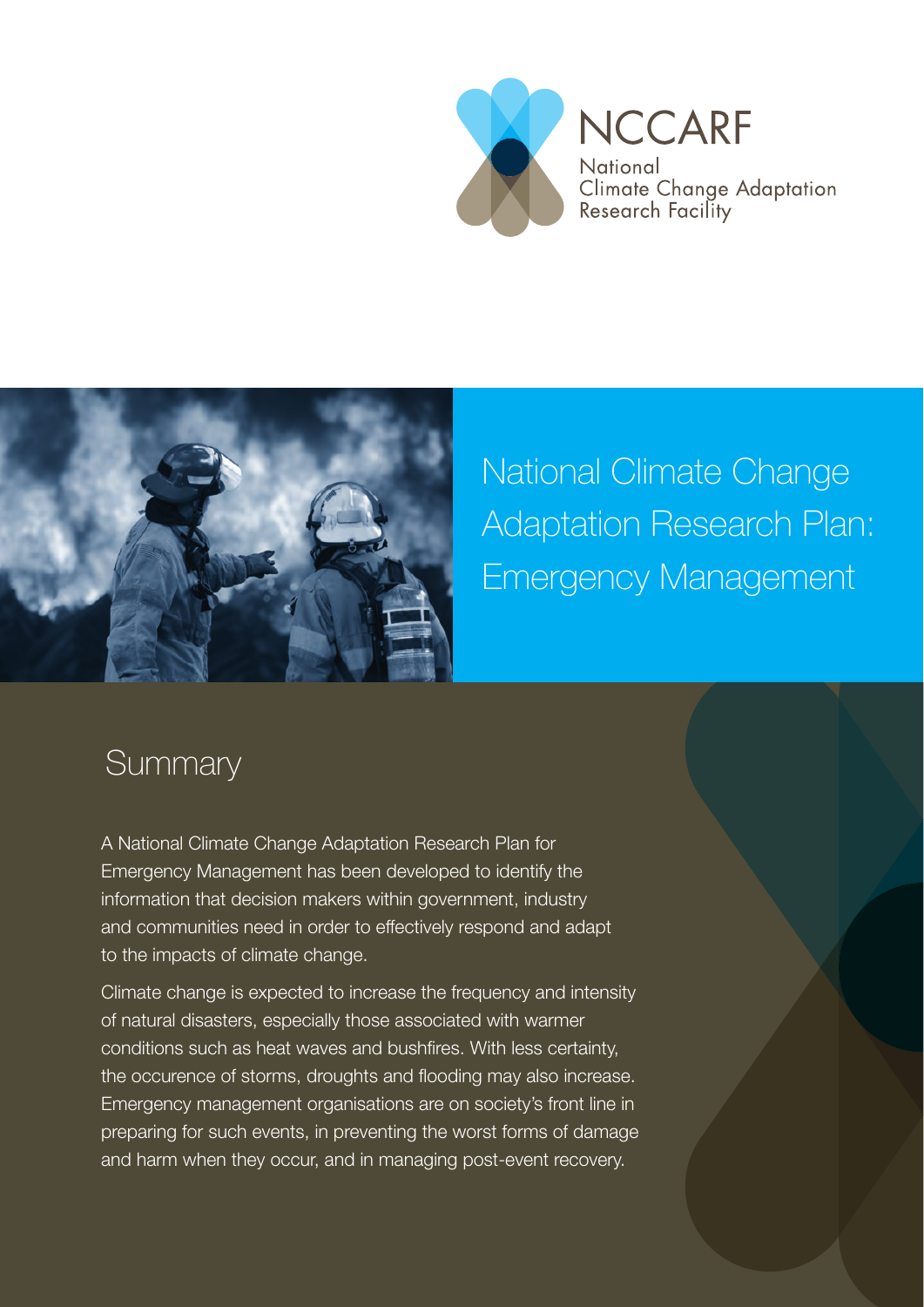NCCARF

National Climate Change Adaptation Research Facility

# National Climate Change Adaptation Research Plan: Emergency Management

## Summary

A National Climate Change Adaptation Research Plan for Emergency Management has been developed to identify the information that decision makers within government, industry and communities need in order to effectively respond and adapt to the impacts of climate change.

Climate change is expected to increase the frequency and intensity of natural disasters, especially those associated with warmer conditions such as heat waves and bushfires. With less certainty, the occurence of storms, droughts and flooding may also increase. Emergency management organisations are on society's front line in preparing for such events, in preventing the worst forms of damage and harm when they occur, and in managing post-event recovery.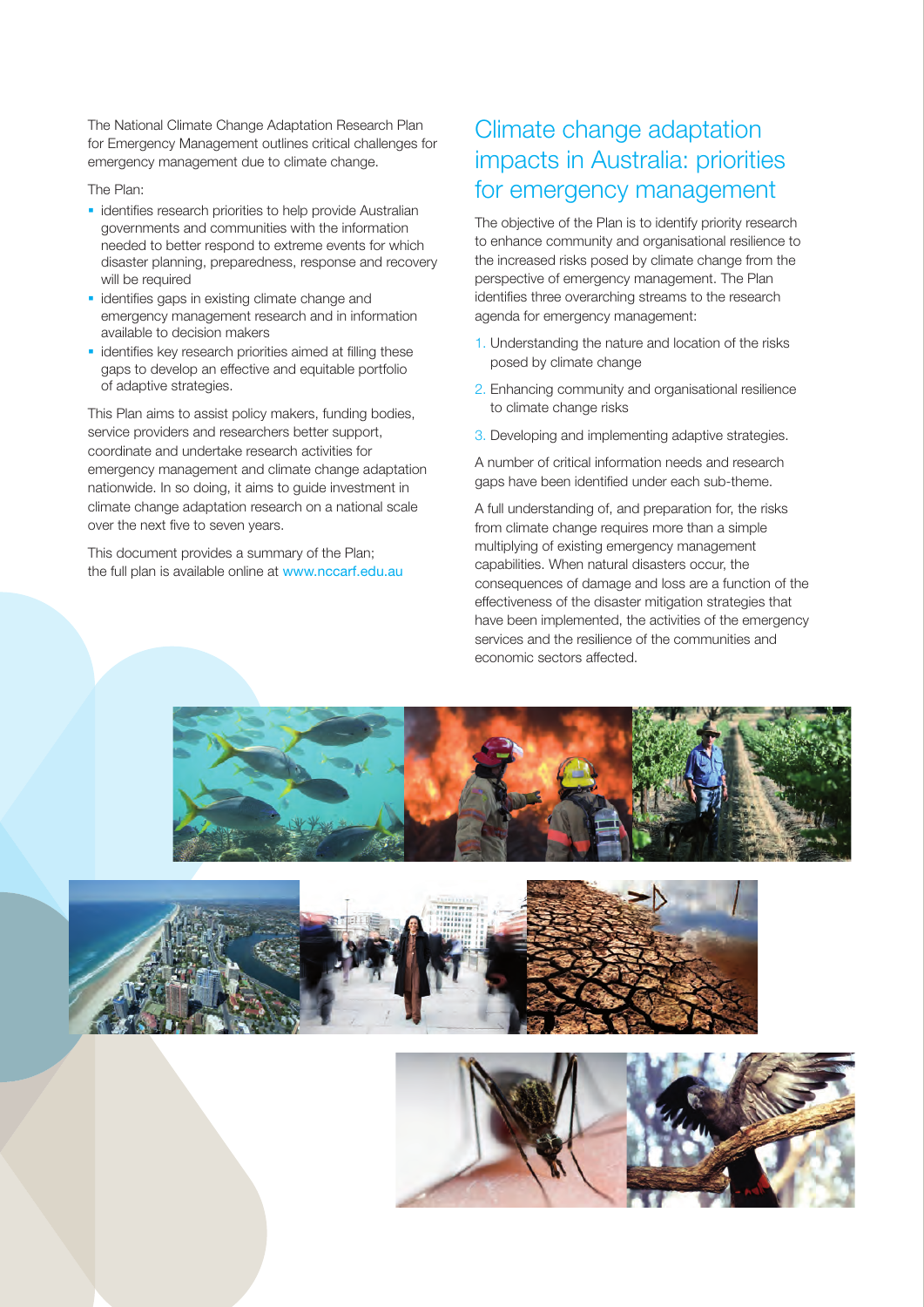The National Climate Change Adaptation Research Plan for Emergency Management outlines critical challenges for emergency management due to climate change.

The Plan:

- identifies research priorities to help provide Australian governments and communities with the information needed to better respond to extreme events for which disaster planning, preparedness, response and recovery will be required
- identifies gaps in existing climate change and emergency management research and in information available to decision makers
- identifies key research priorities aimed at filling these gaps to develop an effective and equitable portfolio of adaptive strategies.

This Plan aims to assist policy makers, funding bodies, service providers and researchers better support, coordinate and undertake research activities for emergency management and climate change adaptation nationwide. In so doing, it aims to guide investment in climate change adaptation research on a national scale over the next five to seven years.

This document provides a summary of the Plan; the full plan is available online at www.nccarf.edu.au

## Climate change adaptation impacts in Australia: priorities for emergency management

The objective of the Plan is to identify priority research to enhance community and organisational resilience to the increased risks posed by climate change from the perspective of emergency management. The Plan identifies three overarching streams to the research agenda for emergency management:

1. Understanding the nature and location of the risks posed by climate change
2. Enhancing community and organisational resilience to climate change risks
3. Developing and implementing adaptive strategies.

A number of critical information needs and research gaps have been identified under each sub-theme.

A full understanding of, and preparation for, the risks from climate change requires more than a simple multiplying of existing emergency management capabilities. When natural disasters occur, the consequences of damage and loss are a function of the effectiveness of the disaster mitigation strategies that have been implemented, the activities of the emergency services and the resilience of the communities and economic sectors affected.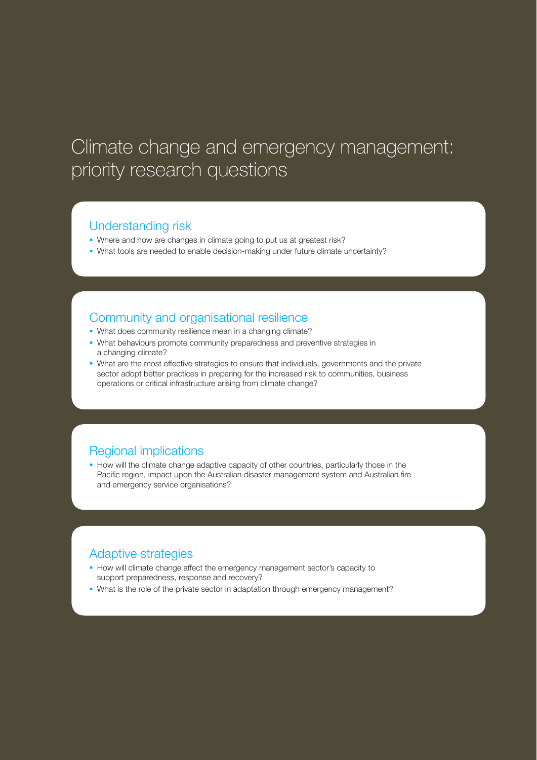# Climate change and emergency management: priority research questions

## Understanding risk

- Where and how are changes in climate going to put us at greatest risk?
- What tools are needed to enable decision-making under future climate uncertainty?

## Community and organisational resilience

- What does community resilience mean in a changing climate?
- What behaviours promote community preparedness and preventive strategies in a changing climate?
- What are the most effective strategies to ensure that individuals, governments and the private sector adopt better practices in preparing for the increased risk to communities, business operations or critical infrastructure arising from climate change?

## Regional implications

- How will the climate change adaptive capacity of other countries, particularly those in the Pacific region, impact upon the Australian disaster management system and Australian fire and emergency service organisations?

## Adaptive strategies

- How will climate change affect the emergency management sector's capacity to support preparedness, response and recovery?
- What is the role of the private sector in adaptation through emergency management?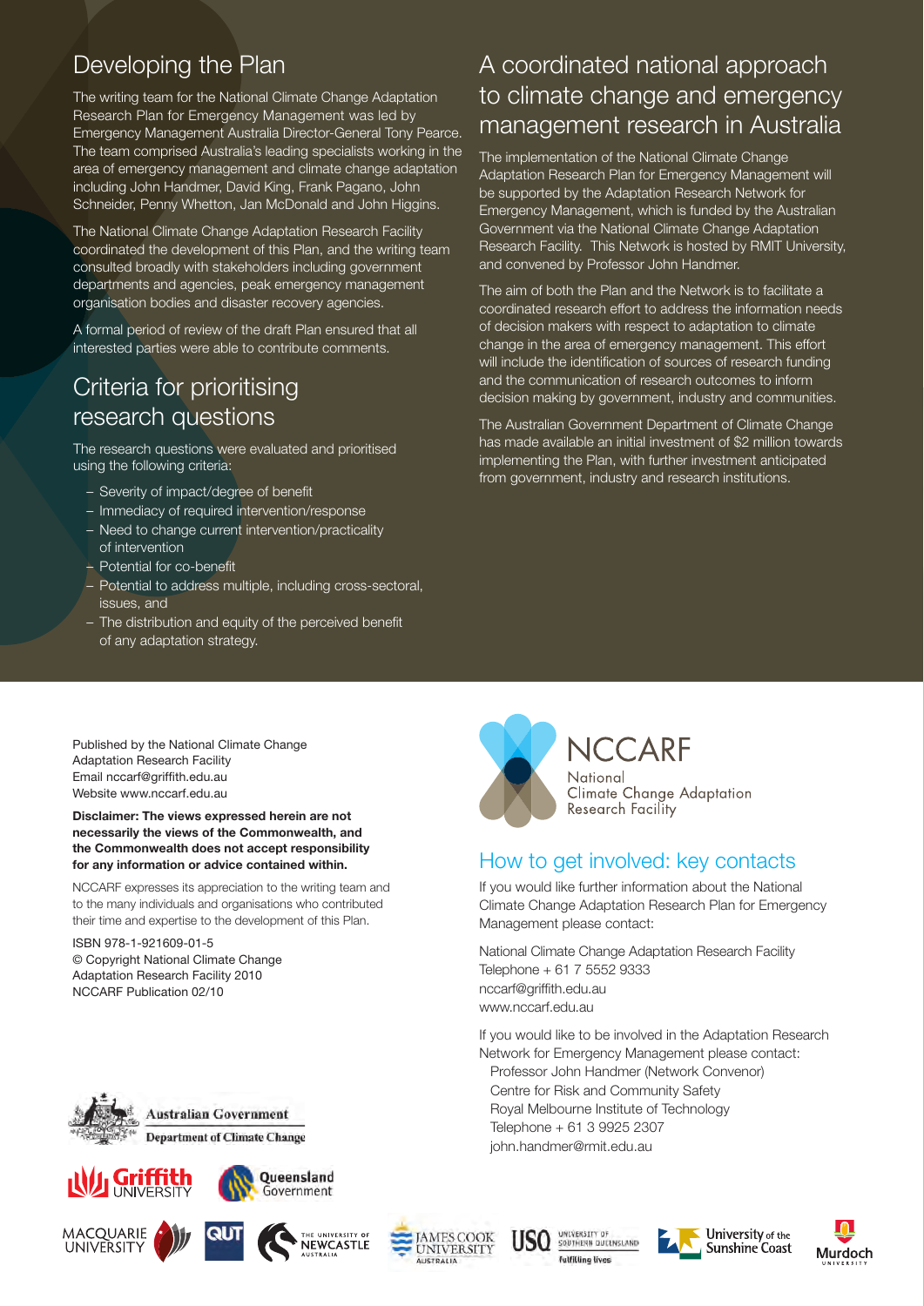## Developing the Plan

The writing team for the National Climate Change Adaptation Research Plan for Emergency Management was led by Emergency Management Australia Director-General Tony Pearce. The team comprised Australia's leading specialists working in the area of emergency management and climate change adaptation including John Handmer, David King, Frank Pagano, John Schneider, Penny Whetton, Jan McDonald and John Higgins.

The National Climate Change Adaptation Research Facility coordinated the development of this Plan, and the writing team consulted broadly with stakeholders including government departments and agencies, peak emergency management organisation bodies and disaster recovery agencies.

A formal period of review of the draft Plan ensured that all interested parties were able to contribute comments.

## Criteria for prioritising research questions

The research questions were evaluated and prioritised using the following criteria:

- Severity of impact/degree of benefit
- Immediacy of required intervention/response
- Need to change current intervention/practicality of intervention
- Potential for co-benefit
- Potential to address multiple, including cross-sectoral, issues, and
- The distribution and equity of the perceived benefit of any adaptation strategy.

## A coordinated national approach to climate change and emergency management research in Australia

The implementation of the National Climate Change Adaptation Research Plan for Emergency Management will be supported by the Adaptation Research Network for Emergency Management, which is funded by the Australian Government via the National Climate Change Adaptation Research Facility. This Network is hosted by RMIT University, and convened by Professor John Handmer.

The aim of both the Plan and the Network is to facilitate a coordinated research effort to address the information needs of decision makers with respect to adaptation to climate change in the area of emergency management. This effort will include the identification of sources of research funding and the communication of research outcomes to inform decision making by government, industry and communities.

The Australian Government Department of Climate Change has made available an initial investment of $2 million towards implementing the Plan, with further investment anticipated from government, industry and research institutions.

Published by the National Climate Change Adaptation Research Facility
Email nccarf@griffith.edu.au
Website www.nccarf.edu.au

**Disclaimer: The views expressed herein are not necessarily the views of the Commonwealth, and the Commonwealth does not accept responsibility for any information or advice contained within.**

NCCARF expresses its appreciation to the writing team and to the many individuals and organisations who contributed their time and expertise to the development of this Plan.

ISBN 978-1-921609-01-5
© Copyright National Climate Change Adaptation Research Facility 2010
NCCARF Publication 02/10

NCCARF
National Climate Change Adaptation Research Facility

## How to get involved: key contacts

If you would like further information about the National Climate Change Adaptation Research Plan for Emergency Management please contact:

National Climate Change Adaptation Research Facility
Telephone + 61 7 5552 9333
nccarf@griffith.edu.au
www.nccarf.edu.au

If you would like to be involved in the Adaptation Research Network for Emergency Management please contact:
Professor John Handmer (Network Convenor)
Centre for Risk and Community Safety
Royal Melbourne Institute of Technology
Telephone + 61 3 9925 2307
john.handmer@rmit.edu.au

Australian Government
Department of Climate Change

Griffith University
Queensland Government
Macquarie University
QUT
The University of Newcastle Australia
James Cook University Australia
University of Southern Queensland – fulfilling lives
University of the Sunshine Coast
Murdoch University